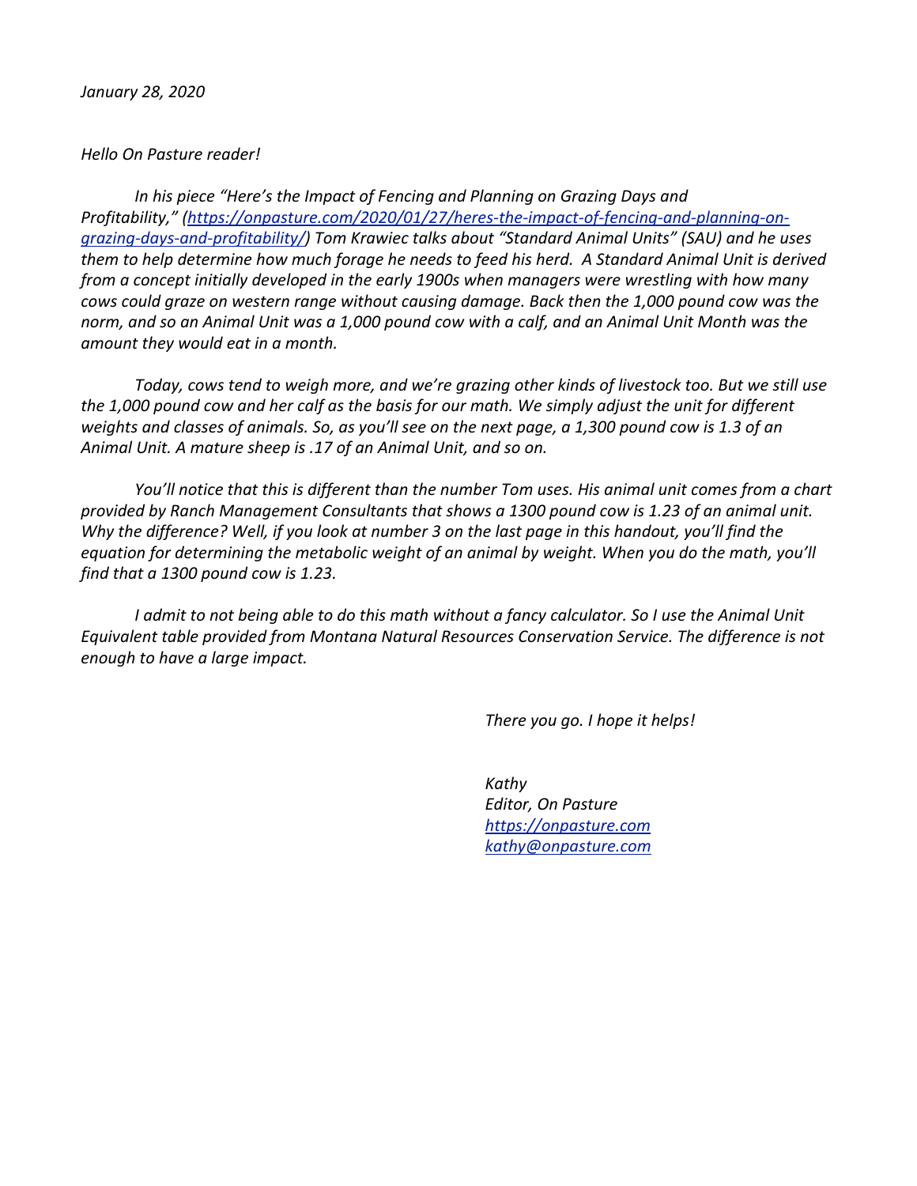*January 28, 2020*

*Hello On Pasture reader!*

*In his piece "Here's the Impact of Fencing and Planning on Grazing Days and Profitability," ([https://onpasture.com/2020/01/27/heres-the-impact-of-fencing-and-planning-on-grazing-days-and-profitability/](https://onpasture.com/2020/01/27/heres-the-impact-of-fencing-and-planning-on-grazing-days-and-profitability/)) Tom Krawiec talks about "Standard Animal Units" (SAU) and he uses them to help determine how much forage he needs to feed his herd. A Standard Animal Unit is derived from a concept initially developed in the early 1900s when managers were wrestling with how many cows could graze on western range without causing damage. Back then the 1,000 pound cow was the norm, and so an Animal Unit was a 1,000 pound cow with a calf, and an Animal Unit Month was the amount they would eat in a month.*

*Today, cows tend to weigh more, and we're grazing other kinds of livestock too. But we still use the 1,000 pound cow and her calf as the basis for our math. We simply adjust the unit for different weights and classes of animals. So, as you'll see on the next page, a 1,300 pound cow is 1.3 of an Animal Unit. A mature sheep is .17 of an Animal Unit, and so on.*

*You'll notice that this is different than the number Tom uses. His animal unit comes from a chart provided by Ranch Management Consultants that shows a 1300 pound cow is 1.23 of an animal unit. Why the difference? Well, if you look at number 3 on the last page in this handout, you'll find the equation for determining the metabolic weight of an animal by weight. When you do the math, you'll find that a 1300 pound cow is 1.23.*

*I admit to not being able to do this math without a fancy calculator. So I use the Animal Unit Equivalent table provided from Montana Natural Resources Conservation Service. The difference is not enough to have a large impact.*

*There you go. I hope it helps!*

*Kathy*
*Editor, On Pasture*
*[https://onpasture.com](https://onpasture.com)*
*[kathy@onpasture.com](mailto:kathy@onpasture.com)*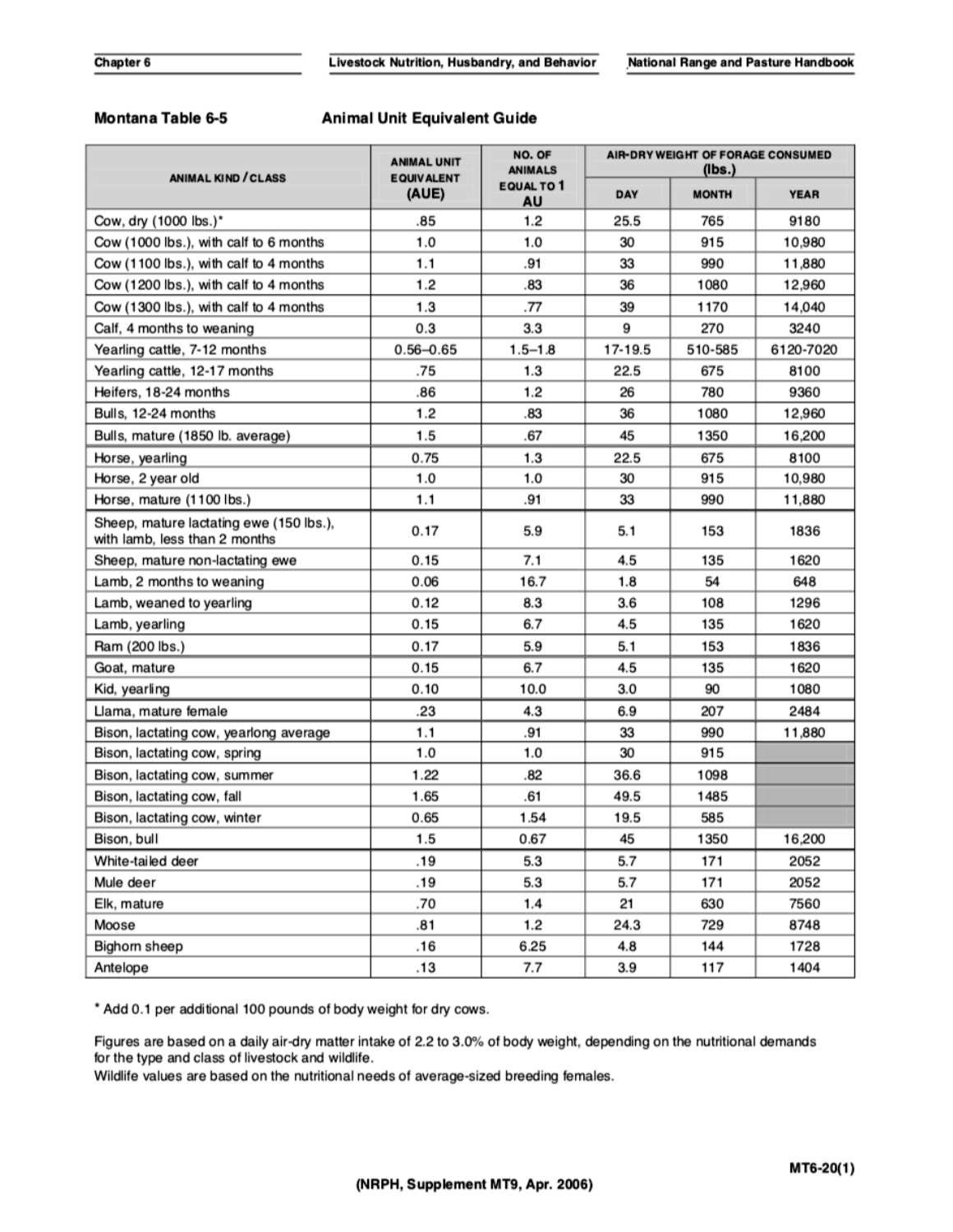## Montana Table 6-5 Animal Unit Equivalent Guide

| ANIMAL KIND / CLASS | ANIMAL UNIT EQUIVALENT (AUE) | NO. OF ANIMALS EQUAL TO 1 AU | AIR-DRY WEIGHT OF FORAGE CONSUMED (lbs.) | | |
|---|---|---|---|---|---|
| | | | DAY | MONTH | YEAR |
| Cow, dry (1000 lbs.)* | .85 | 1.2 | 25.5 | 765 | 9180 |
| Cow (1000 lbs.), with calf to 6 months | 1.0 | 1.0 | 30 | 915 | 10,980 |
| Cow (1100 lbs.), with calf to 4 months | 1.1 | .91 | 33 | 990 | 11,880 |
| Cow (1200 lbs.), with calf to 4 months | 1.2 | .83 | 36 | 1080 | 12,960 |
| Cow (1300 lbs.), with calf to 4 months | 1.3 | .77 | 39 | 1170 | 14,040 |
| Calf, 4 months to weaning | 0.3 | 3.3 | 9 | 270 | 3240 |
| Yearling cattle, 7-12 months | 0.56–0.65 | 1.5–1.8 | 17-19.5 | 510-585 | 6120-7020 |
| Yearling cattle, 12-17 months | .75 | 1.3 | 22.5 | 675 | 8100 |
| Heifers, 18-24 months | .86 | 1.2 | 26 | 780 | 9360 |
| Bulls, 12-24 months | 1.2 | .83 | 36 | 1080 | 12,960 |
| Bulls, mature (1850 lb. average) | 1.5 | .67 | 45 | 1350 | 16,200 |
| Horse, yearling | 0.75 | 1.3 | 22.5 | 675 | 8100 |
| Horse, 2 year old | 1.0 | 1.0 | 30 | 915 | 10,980 |
| Horse, mature (1100 lbs.) | 1.1 | .91 | 33 | 990 | 11,880 |
| Sheep, mature lactating ewe (150 lbs.), with lamb, less than 2 months | 0.17 | 5.9 | 5.1 | 153 | 1836 |
| Sheep, mature non-lactating ewe | 0.15 | 7.1 | 4.5 | 135 | 1620 |
| Lamb, 2 months to weaning | 0.06 | 16.7 | 1.8 | 54 | 648 |
| Lamb, weaned to yearling | 0.12 | 8.3 | 3.6 | 108 | 1296 |
| Lamb, yearling | 0.15 | 6.7 | 4.5 | 135 | 1620 |
| Ram (200 lbs.) | 0.17 | 5.9 | 5.1 | 153 | 1836 |
| Goat, mature | 0.15 | 6.7 | 4.5 | 135 | 1620 |
| Kid, yearling | 0.10 | 10.0 | 3.0 | 90 | 1080 |
| Llama, mature female | .23 | 4.3 | 6.9 | 207 | 2484 |
| Bison, lactating cow, yearlong average | 1.1 | .91 | 33 | 990 | 11,880 |
| Bison, lactating cow, spring | 1.0 | 1.0 | 30 | 915 | |
| Bison, lactating cow, summer | 1.22 | .82 | 36.6 | 1098 | |
| Bison, lactating cow, fall | 1.65 | .61 | 49.5 | 1485 | |
| Bison, lactating cow, winter | 0.65 | 1.54 | 19.5 | 585 | |
| Bison, bull | 1.5 | 0.67 | 45 | 1350 | 16,200 |
| White-tailed deer | .19 | 5.3 | 5.7 | 171 | 2052 |
| Mule deer | .19 | 5.3 | 5.7 | 171 | 2052 |
| Elk, mature | .70 | 1.4 | 21 | 630 | 7560 |
| Moose | .81 | 1.2 | 24.3 | 729 | 8748 |
| Bighorn sheep | .16 | 6.25 | 4.8 | 144 | 1728 |
| Antelope | .13 | 7.7 | 3.9 | 117 | 1404 |

* Add 0.1 per additional 100 pounds of body weight for dry cows.

Figures are based on a daily air-dry matter intake of 2.2 to 3.0% of body weight, depending on the nutritional demands for the type and class of livestock and wildlife.
Wildlife values are based on the nutritional needs of average-sized breeding females.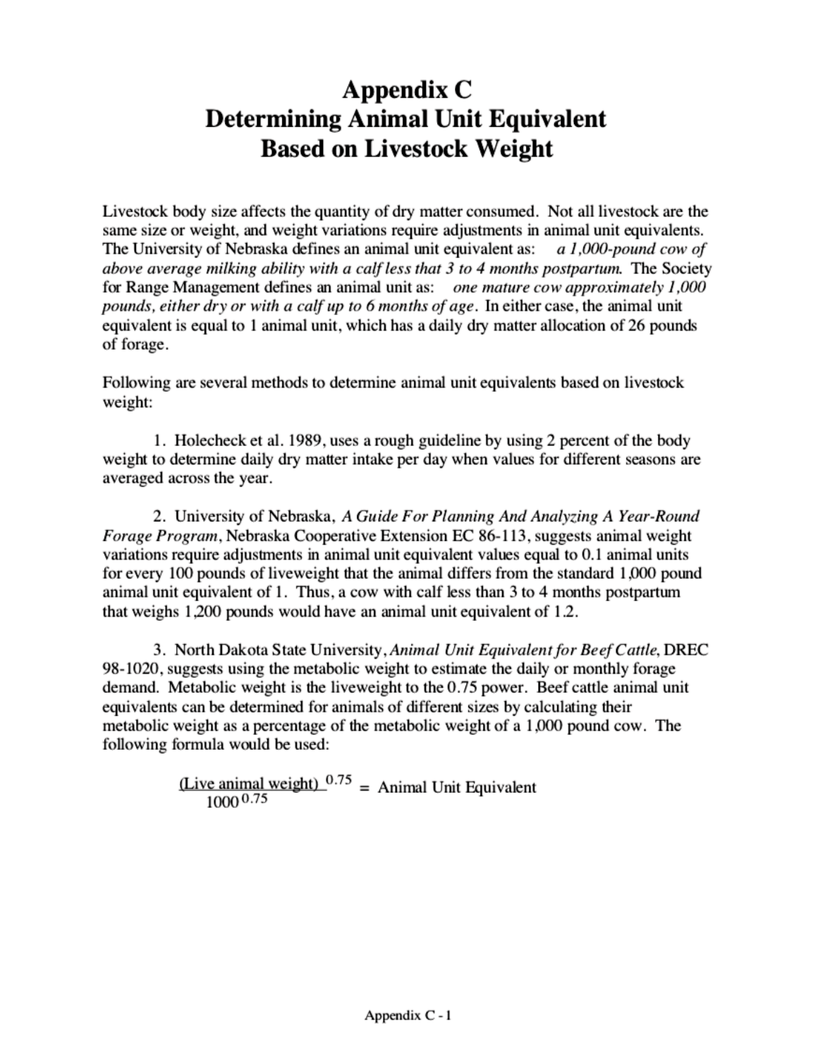# Appendix C
# Determining Animal Unit Equivalent
# Based on Livestock Weight

Livestock body size affects the quantity of dry matter consumed. Not all livestock are the same size or weight, and weight variations require adjustments in animal unit equivalents. The University of Nebraska defines an animal unit equivalent as: *a 1,000-pound cow of above average milking ability with a calf less that 3 to 4 months postpartum.* The Society for Range Management defines an animal unit as: *one mature cow approximately 1,000 pounds, either dry or with a calf up to 6 months of age*. In either case, the animal unit equivalent is equal to 1 animal unit, which has a daily dry matter allocation of 26 pounds of forage.

Following are several methods to determine animal unit equivalents based on livestock weight:

1. Holecheck et al. 1989, uses a rough guideline by using 2 percent of the body weight to determine daily dry matter intake per day when values for different seasons are averaged across the year.

2. University of Nebraska, *A Guide For Planning And Analyzing A Year-Round Forage Program*, Nebraska Cooperative Extension EC 86-113, suggests animal weight variations require adjustments in animal unit equivalent values equal to 0.1 animal units for every 100 pounds of liveweight that the animal differs from the standard 1,000 pound animal unit equivalent of 1. Thus, a cow with calf less than 3 to 4 months postpartum that weighs 1,200 pounds would have an animal unit equivalent of 1.2.

3. North Dakota State University, *Animal Unit Equivalent for Beef Cattle*, DREC 98-1020, suggests using the metabolic weight to estimate the daily or monthly forage demand. Metabolic weight is the liveweight to the 0.75 power. Beef cattle animal unit equivalents can be determined for animals of different sizes by calculating their metabolic weight as a percentage of the metabolic weight of a 1,000 pound cow. The following formula would be used:

$$\frac{(\text{Live animal weight})^{0.75}}{1000^{0.75}} = \text{Animal Unit Equivalent}$$